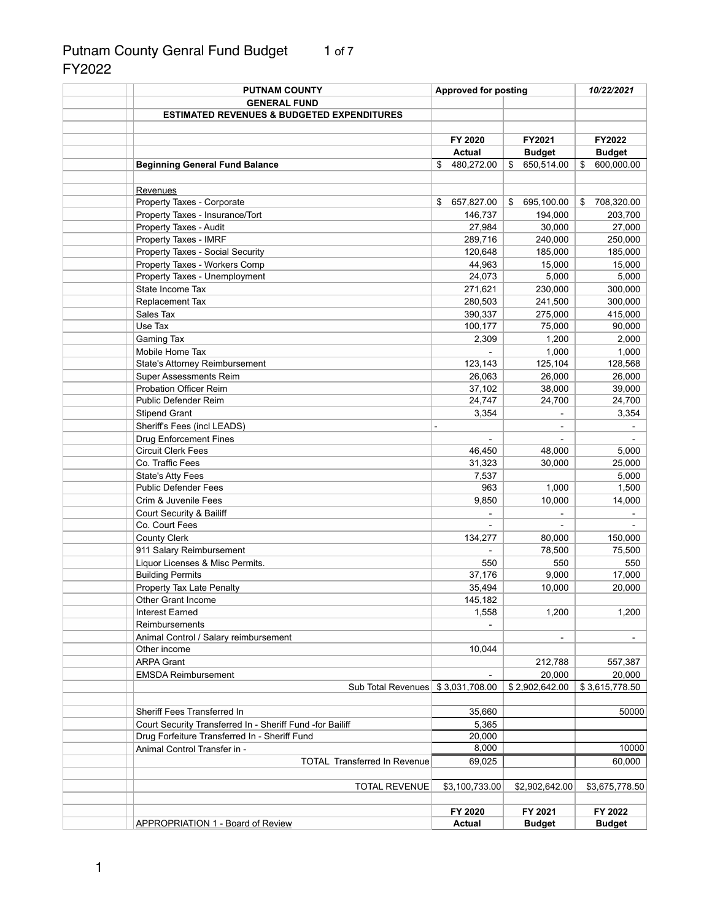# Putnam County Genral Fund Budget
FY2022

| PUTNAM COUNTY | Approved for posting | | *10/22/2021* |
|---|---|---|---|
| **GENERAL FUND** | | | |
| **ESTIMATED REVENUES & BUDGETED EXPENDITURES** | | | |
| | | | |
| | **FY 2020** | **FY2021** | **FY2022** |
| | **Actual** | **Budget** | **Budget** |
| **Beginning General Fund Balance** | $ 480,272.00 | $ 650,514.00 | $ 600,000.00 |
| | | | |
| Revenues | | | |
| Property Taxes - Corporate | $ 657,827.00 | $ 695,100.00 | $ 708,320.00 |
| Property Taxes - Insurance/Tort | 146,737 | 194,000 | 203,700 |
| Property Taxes - Audit | 27,984 | 30,000 | 27,000 |
| Property Taxes - IMRF | 289,716 | 240,000 | 250,000 |
| Property Taxes - Social Security | 120,648 | 185,000 | 185,000 |
| Property Taxes - Workers Comp | 44,963 | 15,000 | 15,000 |
| Property Taxes - Unemployment | 24,073 | 5,000 | 5,000 |
| State Income Tax | 271,621 | 230,000 | 300,000 |
| Replacement Tax | 280,503 | 241,500 | 300,000 |
| Sales Tax | 390,337 | 275,000 | 415,000 |
| Use Tax | 100,177 | 75,000 | 90,000 |
| Gaming Tax | 2,309 | 1,200 | 2,000 |
| Mobile Home Tax | - | 1,000 | 1,000 |
| State's Attorney Reimbursement | 123,143 | 125,104 | 128,568 |
| Super Assessments Reim | 26,063 | 26,000 | 26,000 |
| Probation Officer Reim | 37,102 | 38,000 | 39,000 |
| Public Defender Reim | 24,747 | 24,700 | 24,700 |
| Stipend Grant | 3,354 | - | 3,354 |
| Sheriff's Fees (incl LEADS) | - | - | - |
| Drug Enforcement Fines | - | - | - |
| Circuit Clerk Fees | 46,450 | 48,000 | 5,000 |
| Co. Traffic Fees | 31,323 | 30,000 | 25,000 |
| State's Atty Fees | 7,537 | | 5,000 |
| Public Defender Fees | 963 | 1,000 | 1,500 |
| Crim & Juvenile Fees | 9,850 | 10,000 | 14,000 |
| Court Security & Bailiff | - | - | - |
| Co. Court Fees | - | - | - |
| County Clerk | 134,277 | 80,000 | 150,000 |
| 911 Salary Reimbursement | - | 78,500 | 75,500 |
| Liquor Licenses & Misc Permits. | 550 | 550 | 550 |
| Building Permits | 37,176 | 9,000 | 17,000 |
| Property Tax Late Penalty | 35,494 | 10,000 | 20,000 |
| Other Grant Income | 145,182 | | |
| Interest Earned | 1,558 | 1,200 | 1,200 |
| Reimbursements | - | | |
| Animal Control / Salary reimbursement | | - | - |
| Other income | 10,044 | | |
| ARPA Grant | | 212,788 | 557,387 |
| EMSDA Reimbursement | - | 20,000 | 20,000 |
| Sub Total Revenues | $ 3,031,708.00 | $ 2,902,642.00 | $ 3,615,778.50 |
| | | | |
| Sheriff Fees Transferred In | 35,660 | | 50000 |
| Court Security Transferred In - Sheriff Fund -for Bailiff | 5,365 | | |
| Drug Forfeiture Transferred In - Sheriff Fund | 20,000 | | |
| Animal Control Transfer in - | 8,000 | | 10000 |
| TOTAL Transferred In Revenue | 69,025 | | 60,000 |
| | | | |
| TOTAL REVENUE | $3,100,733.00 | $2,902,642.00 | $3,675,778.50 |
| | | | |
| | **FY 2020** | **FY 2021** | **FY 2022** |
| APPROPRIATION 1 - Board of Review | **Actual** | **Budget** | **Budget** |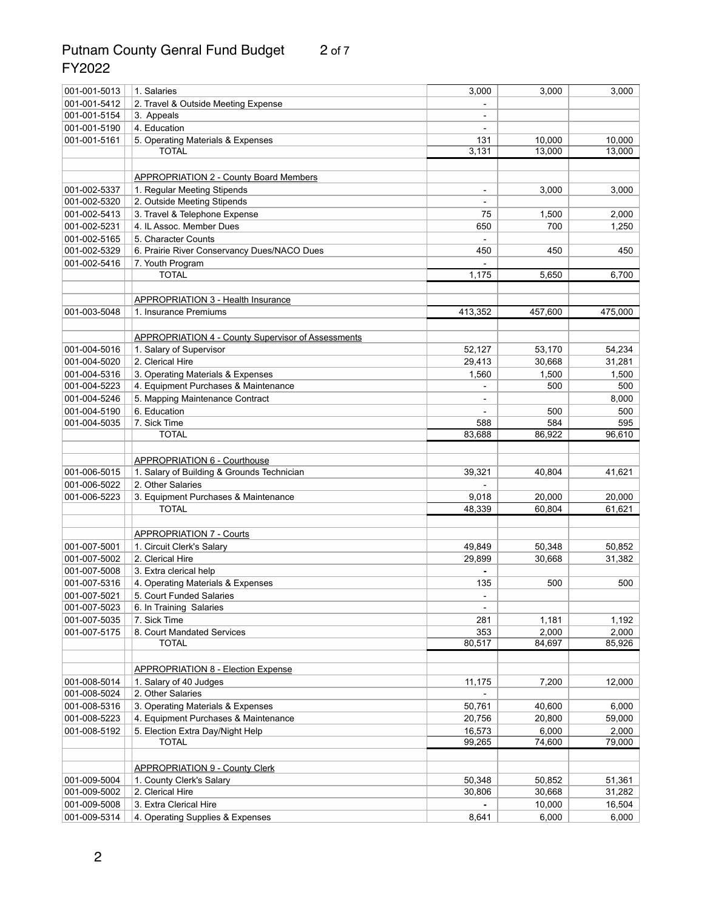# Putnam County Genral Fund Budget
## FY2022

| | | | | |
|---|---|---|---|---|
| 001-001-5013 | 1. Salaries | 3,000 | 3,000 | 3,000 |
| 001-001-5412 | 2. Travel & Outside Meeting Expense | - | | |
| 001-001-5154 | 3. Appeals | - | | |
| 001-001-5190 | 4. Education | - | | |
| 001-001-5161 | 5. Operating Materials & Expenses | 131 | 10,000 | 10,000 |
| | TOTAL | 3,131 | 13,000 | 13,000 |
| | | | | |
| | APPROPRIATION 2 - County Board Members | | | |
| 001-002-5337 | 1. Regular Meeting Stipends | - | 3,000 | 3,000 |
| 001-002-5320 | 2. Outside Meeting Stipends | - | | |
| 001-002-5413 | 3. Travel & Telephone Expense | 75 | 1,500 | 2,000 |
| 001-002-5231 | 4. IL Assoc. Member Dues | 650 | 700 | 1,250 |
| 001-002-5165 | 5. Character Counts | - | | |
| 001-002-5329 | 6. Prairie River Conservancy Dues/NACO Dues | 450 | 450 | 450 |
| 001-002-5416 | 7. Youth Program | - | | |
| | TOTAL | 1,175 | 5,650 | 6,700 |
| | | | | |
| | APPROPRIATION 3 - Health Insurance | | | |
| 001-003-5048 | 1. Insurance Premiums | 413,352 | 457,600 | 475,000 |
| | | | | |
| | APPROPRIATION 4 - County Supervisor of Assessments | | | |
| 001-004-5016 | 1. Salary of Supervisor | 52,127 | 53,170 | 54,234 |
| 001-004-5020 | 2. Clerical Hire | 29,413 | 30,668 | 31,281 |
| 001-004-5316 | 3. Operating Materials & Expenses | 1,560 | 1,500 | 1,500 |
| 001-004-5223 | 4. Equipment Purchases & Maintenance | - | 500 | 500 |
| 001-004-5246 | 5. Mapping Maintenance Contract | - | | 8,000 |
| 001-004-5190 | 6. Education | - | 500 | 500 |
| 001-004-5035 | 7. Sick Time | 588 | 584 | 595 |
| | TOTAL | 83,688 | 86,922 | 96,610 |
| | | | | |
| | APPROPRIATION 6 - Courthouse | | | |
| 001-006-5015 | 1. Salary of Building & Grounds Technician | 39,321 | 40,804 | 41,621 |
| 001-006-5022 | 2. Other Salaries | - | | |
| 001-006-5223 | 3. Equipment Purchases & Maintenance | 9,018 | 20,000 | 20,000 |
| | TOTAL | 48,339 | 60,804 | 61,621 |
| | | | | |
| | APPROPRIATION 7 - Courts | | | |
| 001-007-5001 | 1. Circuit Clerk's Salary | 49,849 | 50,348 | 50,852 |
| 001-007-5002 | 2. Clerical Hire | 29,899 | 30,668 | 31,382 |
| 001-007-5008 | 3. Extra clerical help | - | | |
| 001-007-5316 | 4. Operating Materials & Expenses | 135 | 500 | 500 |
| 001-007-5021 | 5. Court Funded Salaries | - | | |
| 001-007-5023 | 6. In Training Salaries | - | | |
| 001-007-5035 | 7. Sick Time | 281 | 1,181 | 1,192 |
| 001-007-5175 | 8. Court Mandated Services | 353 | 2,000 | 2,000 |
| | TOTAL | 80,517 | 84,697 | 85,926 |
| | | | | |
| | APPROPRIATION 8 - Election Expense | | | |
| 001-008-5014 | 1. Salary of 40 Judges | 11,175 | 7,200 | 12,000 |
| 001-008-5024 | 2. Other Salaries | - | | |
| 001-008-5316 | 3. Operating Materials & Expenses | 50,761 | 40,600 | 6,000 |
| 001-008-5223 | 4. Equipment Purchases & Maintenance | 20,756 | 20,800 | 59,000 |
| 001-008-5192 | 5. Election Extra Day/Night Help | 16,573 | 6,000 | 2,000 |
| | TOTAL | 99,265 | 74,600 | 79,000 |
| | | | | |
| | APPROPRIATION 9 - County Clerk | | | |
| 001-009-5004 | 1. County Clerk's Salary | 50,348 | 50,852 | 51,361 |
| 001-009-5002 | 2. Clerical Hire | 30,806 | 30,668 | 31,282 |
| 001-009-5008 | 3. Extra Clerical Hire | - | 10,000 | 16,504 |
| 001-009-5314 | 4. Operating Supplies & Expenses | 8,641 | 6,000 | 6,000 |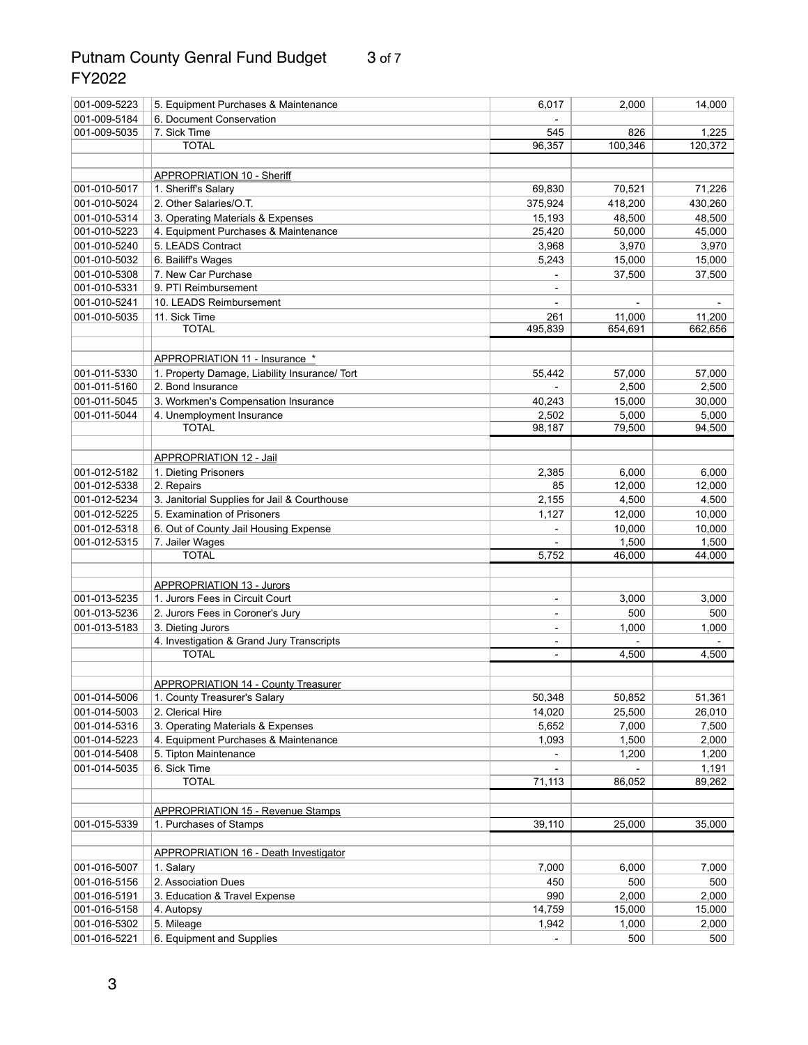Putnam County Genral Fund Budget
FY2022

| | | | | |
|---|---|---|---|---|
| 001-009-5223 | 5. Equipment Purchases & Maintenance | 6,017 | 2,000 | 14,000 |
| 001-009-5184 | 6. Document Conservation | - | | |
| 001-009-5035 | 7. Sick Time | 545 | 826 | 1,225 |
| | TOTAL | 96,357 | 100,346 | 120,372 |
| | | | | |
| | APPROPRIATION 10 - Sheriff | | | |
| 001-010-5017 | 1. Sheriff's Salary | 69,830 | 70,521 | 71,226 |
| 001-010-5024 | 2. Other Salaries/O.T. | 375,924 | 418,200 | 430,260 |
| 001-010-5314 | 3. Operating Materials & Expenses | 15,193 | 48,500 | 48,500 |
| 001-010-5223 | 4. Equipment Purchases & Maintenance | 25,420 | 50,000 | 45,000 |
| 001-010-5240 | 5. LEADS Contract | 3,968 | 3,970 | 3,970 |
| 001-010-5032 | 6. Bailiff's Wages | 5,243 | 15,000 | 15,000 |
| 001-010-5308 | 7. New Car Purchase | - | 37,500 | 37,500 |
| 001-010-5331 | 9. PTI Reimbursement | - | | |
| 001-010-5241 | 10. LEADS Reimbursement | - | - | - |
| 001-010-5035 | 11. Sick Time | 261 | 11,000 | 11,200 |
| | TOTAL | 495,839 | 654,691 | 662,656 |
| | | | | |
| | APPROPRIATION 11 - Insurance * | | | |
| 001-011-5330 | 1. Property Damage, Liability Insurance/ Tort | 55,442 | 57,000 | 57,000 |
| 001-011-5160 | 2. Bond Insurance | - | 2,500 | 2,500 |
| 001-011-5045 | 3. Workmen's Compensation Insurance | 40,243 | 15,000 | 30,000 |
| 001-011-5044 | 4. Unemployment Insurance | 2,502 | 5,000 | 5,000 |
| | TOTAL | 98,187 | 79,500 | 94,500 |
| | | | | |
| | APPROPRIATION 12 - Jail | | | |
| 001-012-5182 | 1. Dieting Prisoners | 2,385 | 6,000 | 6,000 |
| 001-012-5338 | 2. Repairs | 85 | 12,000 | 12,000 |
| 001-012-5234 | 3. Janitorial Supplies for Jail & Courthouse | 2,155 | 4,500 | 4,500 |
| 001-012-5225 | 5. Examination of Prisoners | 1,127 | 12,000 | 10,000 |
| 001-012-5318 | 6. Out of County Jail Housing Expense | - | 10,000 | 10,000 |
| 001-012-5315 | 7. Jailer Wages | - | 1,500 | 1,500 |
| | TOTAL | 5,752 | 46,000 | 44,000 |
| | | | | |
| | APPROPRIATION 13 - Jurors | | | |
| 001-013-5235 | 1. Jurors Fees in Circuit Court | - | 3,000 | 3,000 |
| 001-013-5236 | 2. Jurors Fees in Coroner's Jury | - | 500 | 500 |
| 001-013-5183 | 3. Dieting Jurors | - | 1,000 | 1,000 |
| | 4. Investigation & Grand Jury Transcripts | - | - | - |
| | TOTAL | - | 4,500 | 4,500 |
| | | | | |
| | APPROPRIATION 14 - County Treasurer | | | |
| 001-014-5006 | 1. County Treasurer's Salary | 50,348 | 50,852 | 51,361 |
| 001-014-5003 | 2. Clerical Hire | 14,020 | 25,500 | 26,010 |
| 001-014-5316 | 3. Operating Materials & Expenses | 5,652 | 7,000 | 7,500 |
| 001-014-5223 | 4. Equipment Purchases & Maintenance | 1,093 | 1,500 | 2,000 |
| 001-014-5408 | 5. Tipton Maintenance | - | 1,200 | 1,200 |
| 001-014-5035 | 6. Sick Time | - | - | 1,191 |
| | TOTAL | 71,113 | 86,052 | 89,262 |
| | | | | |
| | APPROPRIATION 15 - Revenue Stamps | | | |
| 001-015-5339 | 1. Purchases of Stamps | 39,110 | 25,000 | 35,000 |
| | | | | |
| | APPROPRIATION 16 - Death Investigator | | | |
| 001-016-5007 | 1. Salary | 7,000 | 6,000 | 7,000 |
| 001-016-5156 | 2. Association Dues | 450 | 500 | 500 |
| 001-016-5191 | 3. Education & Travel Expense | 990 | 2,000 | 2,000 |
| 001-016-5158 | 4. Autopsy | 14,759 | 15,000 | 15,000 |
| 001-016-5302 | 5. Mileage | 1,942 | 1,000 | 2,000 |
| 001-016-5221 | 6. Equipment and Supplies | - | 500 | 500 |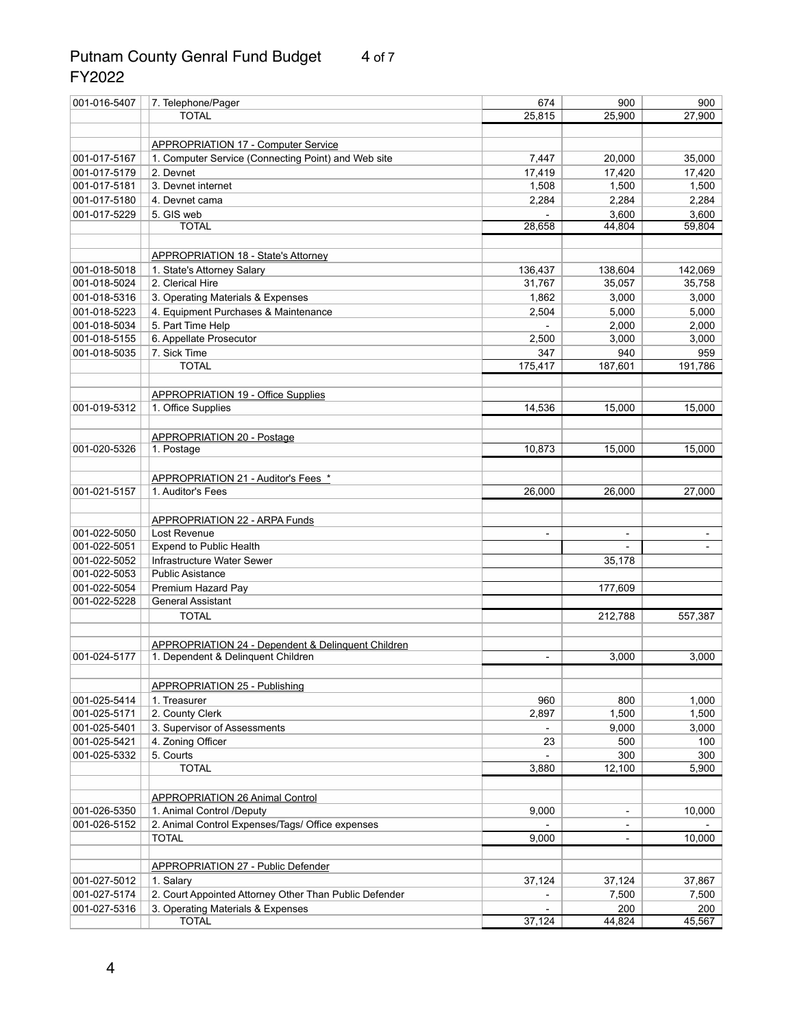# Putnam County Genral Fund Budget
FY2022

| | | | | |
|---|---|---|---|---|
| 001-016-5407 | 7. Telephone/Pager | 674 | 900 | 900 |
| | TOTAL | 25,815 | 25,900 | 27,900 |
| | | | | |
| | APPROPRIATION 17 - Computer Service | | | |
| 001-017-5167 | 1. Computer Service (Connecting Point) and Web site | 7,447 | 20,000 | 35,000 |
| 001-017-5179 | 2. Devnet | 17,419 | 17,420 | 17,420 |
| 001-017-5181 | 3. Devnet internet | 1,508 | 1,500 | 1,500 |
| 001-017-5180 | 4. Devnet cama | 2,284 | 2,284 | 2,284 |
| 001-017-5229 | 5. GIS web | - | 3,600 | 3,600 |
| | TOTAL | 28,658 | 44,804 | 59,804 |
| | | | | |
| | APPROPRIATION 18 - State's Attorney | | | |
| 001-018-5018 | 1. State's Attorney Salary | 136,437 | 138,604 | 142,069 |
| 001-018-5024 | 2. Clerical Hire | 31,767 | 35,057 | 35,758 |
| 001-018-5316 | 3. Operating Materials & Expenses | 1,862 | 3,000 | 3,000 |
| 001-018-5223 | 4. Equipment Purchases & Maintenance | 2,504 | 5,000 | 5,000 |
| 001-018-5034 | 5. Part Time Help | - | 2,000 | 2,000 |
| 001-018-5155 | 6. Appellate Prosecutor | 2,500 | 3,000 | 3,000 |
| 001-018-5035 | 7. Sick Time | 347 | 940 | 959 |
| | TOTAL | 175,417 | 187,601 | 191,786 |
| | | | | |
| | APPROPRIATION 19 - Office Supplies | | | |
| 001-019-5312 | 1. Office Supplies | 14,536 | 15,000 | 15,000 |
| | | | | |
| | APPROPRIATION 20 - Postage | | | |
| 001-020-5326 | 1. Postage | 10,873 | 15,000 | 15,000 |
| | | | | |
| | APPROPRIATION 21 - Auditor's Fees * | | | |
| 001-021-5157 | 1. Auditor's Fees | 26,000 | 26,000 | 27,000 |
| | | | | |
| | APPROPRIATION 22 - ARPA Funds | | | |
| 001-022-5050 | Lost Revenue | - | - | - |
| 001-022-5051 | Expend to Public Health | | - | - |
| 001-022-5052 | Infrastructure Water Sewer | | 35,178 | |
| 001-022-5053 | Public Asistance | | | |
| 001-022-5054 | Premium Hazard Pay | | 177,609 | |
| 001-022-5228 | General Assistant | | | |
| | TOTAL | | 212,788 | 557,387 |
| | | | | |
| | APPROPRIATION 24 - Dependent & Delinquent Children | | | |
| 001-024-5177 | 1. Dependent & Delinquent Children | - | 3,000 | 3,000 |
| | | | | |
| | APPROPRIATION 25 - Publishing | | | |
| 001-025-5414 | 1. Treasurer | 960 | 800 | 1,000 |
| 001-025-5171 | 2. County Clerk | 2,897 | 1,500 | 1,500 |
| 001-025-5401 | 3. Supervisor of Assessments | - | 9,000 | 3,000 |
| 001-025-5421 | 4. Zoning Officer | 23 | 500 | 100 |
| 001-025-5332 | 5. Courts | - | 300 | 300 |
| | TOTAL | 3,880 | 12,100 | 5,900 |
| | | | | |
| | APPROPRIATION 26 Animal Control | | | |
| 001-026-5350 | 1. Animal Control /Deputy | 9,000 | - | 10,000 |
| 001-026-5152 | 2. Animal Control Expenses/Tags/ Office expenses | - | - | - |
| | TOTAL | 9,000 | - | 10,000 |
| | | | | |
| | APPROPRIATION 27 - Public Defender | | | |
| 001-027-5012 | 1. Salary | 37,124 | 37,124 | 37,867 |
| 001-027-5174 | 2. Court Appointed Attorney Other Than Public Defender | - | 7,500 | 7,500 |
| 001-027-5316 | 3. Operating Materials & Expenses | - | 200 | 200 |
| | TOTAL | 37,124 | 44,824 | 45,567 |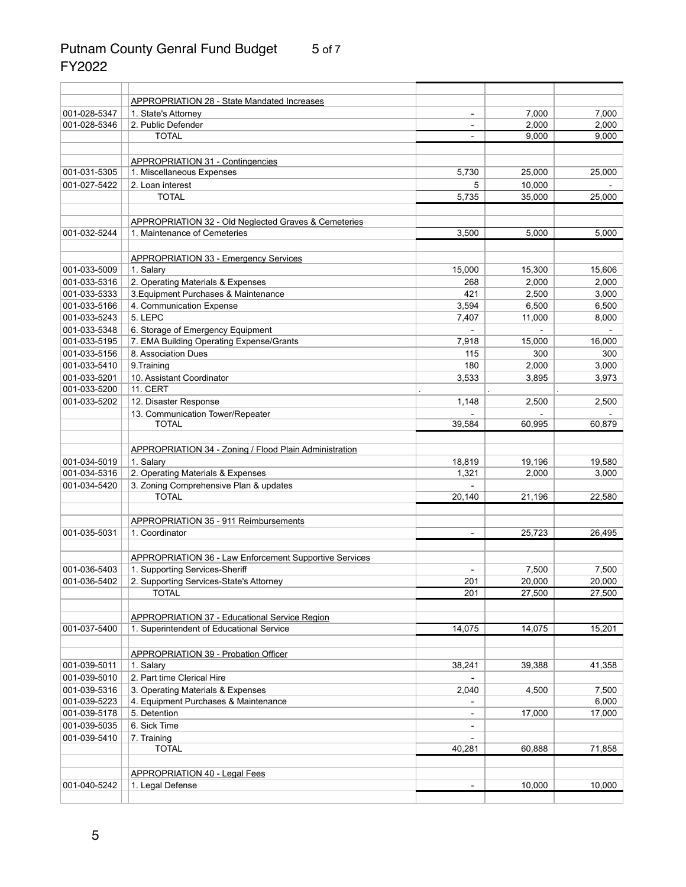# Putnam County Genral Fund Budget

FY2022

| | | | | |
|---|---|---|---|---|
| | APPROPRIATION 28 - State Mandated Increases | | | |
| 001-028-5347 | 1. State's Attorney | - | 7,000 | 7,000 |
| 001-028-5346 | 2. Public Defender | - | 2,000 | 2,000 |
| | TOTAL | - | 9,000 | 9,000 |
| | | | | |
| | APPROPRIATION 31 - Contingencies | | | |
| 001-031-5305 | 1. Miscellaneous Expenses | 5,730 | 25,000 | 25,000 |
| 001-027-5422 | 2. Loan interest | 5 | 10,000 | - |
| | TOTAL | 5,735 | 35,000 | 25,000 |
| | | | | |
| | APPROPRIATION 32 - Old Neglected Graves & Cemeteries | | | |
| 001-032-5244 | 1. Maintenance of Cemeteries | 3,500 | 5,000 | 5,000 |
| | | | | |
| | APPROPRIATION 33 - Emergency Services | | | |
| 001-033-5009 | 1. Salary | 15,000 | 15,300 | 15,606 |
| 001-033-5316 | 2. Operating Materials & Expenses | 268 | 2,000 | 2,000 |
| 001-033-5333 | 3.Equipment Purchases & Maintenance | 421 | 2,500 | 3,000 |
| 001-033-5166 | 4. Communication Expense | 3,594 | 6,500 | 6,500 |
| 001-033-5243 | 5. LEPC | 7,407 | 11,000 | 8,000 |
| 001-033-5348 | 6. Storage of Emergency Equipment | - | - | - |
| 001-033-5195 | 7. EMA Building Operating Expense/Grants | 7,918 | 15,000 | 16,000 |
| 001-033-5156 | 8. Association Dues | 115 | 300 | 300 |
| 001-033-5410 | 9.Training | 180 | 2,000 | 3,000 |
| 001-033-5201 | 10. Assistant Coordinator | 3,533 | 3,895 | 3,973 |
| 001-033-5200 | 11. CERT | . | . | . |
| 001-033-5202 | 12. Disaster Response | 1,148 | 2,500 | 2,500 |
| | 13. Communication Tower/Repeater | - | - | - |
| | TOTAL | 39,584 | 60,995 | 60,879 |
| | | | | |
| | APPROPRIATION 34 - Zoning / Flood Plain Administration | | | |
| 001-034-5019 | 1. Salary | 18,819 | 19,196 | 19,580 |
| 001-034-5316 | 2. Operating Materials & Expenses | 1,321 | 2,000 | 3,000 |
| 001-034-5420 | 3. Zoning Comprehensive Plan & updates | - | | |
| | TOTAL | 20,140 | 21,196 | 22,580 |
| | | | | |
| | APPROPRIATION 35 - 911 Reimbursements | | | |
| 001-035-5031 | 1. Coordinator | - | 25,723 | 26,495 |
| | | | | |
| | APPROPRIATION 36 - Law Enforcement Supportive Services | | | |
| 001-036-5403 | 1. Supporting Services-Sheriff | - | 7,500 | 7,500 |
| 001-036-5402 | 2. Supporting Services-State's Attorney | 201 | 20,000 | 20,000 |
| | TOTAL | 201 | 27,500 | 27,500 |
| | | | | |
| | APPROPRIATION 37 - Educational Service Region | | | |
| 001-037-5400 | 1. Superintendent of Educational Service | 14,075 | 14,075 | 15,201 |
| | | | | |
| | APPROPRIATION 39 - Probation Officer | | | |
| 001-039-5011 | 1. Salary | 38,241 | 39,388 | 41,358 |
| 001-039-5010 | 2. Part time Clerical Hire | - | | |
| 001-039-5316 | 3. Operating Materials & Expenses | 2,040 | 4,500 | 7,500 |
| 001-039-5223 | 4. Equipment Purchases & Maintenance | - | | 6,000 |
| 001-039-5178 | 5. Detention | - | 17,000 | 17,000 |
| 001-039-5035 | 6. Sick Time | - | | |
| 001-039-5410 | 7. Training | - | | |
| | TOTAL | 40,281 | 60,888 | 71,858 |
| | | | | |
| | APPROPRIATION 40 - Legal Fees | | | |
| 001-040-5242 | 1. Legal Defense | - | 10,000 | 10,000 |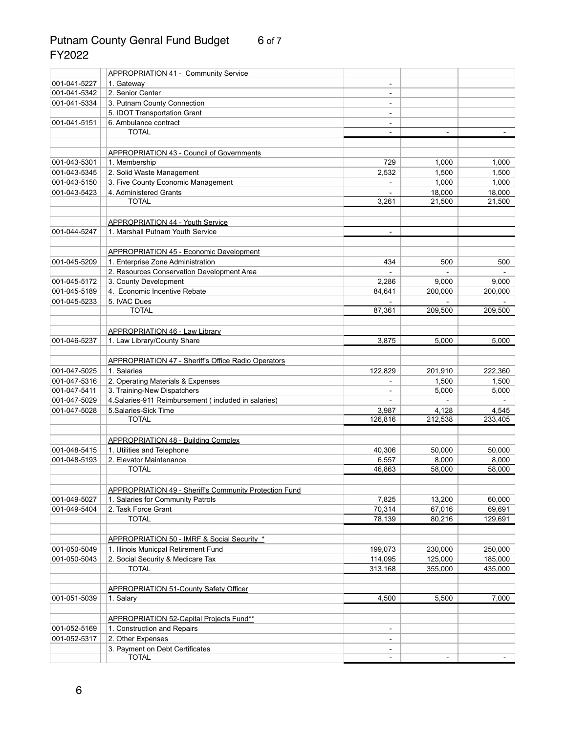# Putnam County Genral Fund Budget
FY2022

| | | | | |
|---|---|---|---|---|
| | APPROPRIATION 41 - Community Service | | | |
| 001-041-5227 | 1. Gateway | - | | |
| 001-041-5342 | 2. Senior Center | - | | |
| 001-041-5334 | 3. Putnam County Connection | - | | |
| | 5. IDOT Transportation Grant | - | | |
| 001-041-5151 | 6. Ambulance contract | - | | |
| | TOTAL | - | - | - |
| | | | | |
| | APPROPRIATION 43 - Council of Governments | | | |
| 001-043-5301 | 1. Membership | 729 | 1,000 | 1,000 |
| 001-043-5345 | 2. Solid Waste Management | 2,532 | 1,500 | 1,500 |
| 001-043-5150 | 3. Five County Economic Management | - | 1,000 | 1,000 |
| 001-043-5423 | 4. Administered Grants | - | 18,000 | 18,000 |
| | TOTAL | 3,261 | 21,500 | 21,500 |
| | | | | |
| | APPROPRIATION 44 - Youth Service | | | |
| 001-044-5247 | 1. Marshall Putnam Youth Service | - | | |
| | | | | |
| | APPROPRIATION 45 - Economic Development | | | |
| 001-045-5209 | 1. Enterprise Zone Administration | 434 | 500 | 500 |
| | 2. Resources Conservation Development Area | - | - | - |
| 001-045-5172 | 3. County Development | 2,286 | 9,000 | 9,000 |
| 001-045-5189 | 4. Economic Incentive Rebate | 84,641 | 200,000 | 200,000 |
| 001-045-5233 | 5. IVAC Dues | - | - | - |
| | TOTAL | 87,361 | 209,500 | 209,500 |
| | | | | |
| | APPROPRIATION 46 - Law Library | | | |
| 001-046-5237 | 1. Law Library/County Share | 3,875 | 5,000 | 5,000 |
| | | | | |
| | APPROPRIATION 47 - Sheriff's Office Radio Operators | | | |
| 001-047-5025 | 1. Salaries | 122,829 | 201,910 | 222,360 |
| 001-047-5316 | 2. Operating Materials & Expenses | - | 1,500 | 1,500 |
| 001-047-5411 | 3. Training-New Dispatchers | - | 5,000 | 5,000 |
| 001-047-5029 | 4.Salaries-911 Reimbursement ( included in salaries) | - | - | - |
| 001-047-5028 | 5.Salaries-Sick Time | 3,987 | 4,128 | 4,545 |
| | TOTAL | 126,816 | 212,538 | 233,405 |
| | | | | |
| | APPROPRIATION 48 - Building Complex | | | |
| 001-048-5415 | 1. Utilities and Telephone | 40,306 | 50,000 | 50,000 |
| 001-048-5193 | 2. Elevator Maintenance | 6,557 | 8,000 | 8,000 |
| | TOTAL | 46,863 | 58,000 | 58,000 |
| | | | | |
| | APPROPRIATION 49 - Sheriff's Community Protection Fund | | | |
| 001-049-5027 | 1. Salaries for Community Patrols | 7,825 | 13,200 | 60,000 |
| 001-049-5404 | 2. Task Force Grant | 70,314 | 67,016 | 69,691 |
| | TOTAL | 78,139 | 80,216 | 129,691 |
| | | | | |
| | APPROPRIATION 50 - IMRF & Social Security * | | | |
| 001-050-5049 | 1. Illinois Municpal Retirement Fund | 199,073 | 230,000 | 250,000 |
| 001-050-5043 | 2. Social Security & Medicare Tax | 114,095 | 125,000 | 185,000 |
| | TOTAL | 313,168 | 355,000 | 435,000 |
| | | | | |
| | APPROPRIATION 51-County Safety Officer | | | |
| 001-051-5039 | 1. Salary | 4,500 | 5,500 | 7,000 |
| | | | | |
| | APPROPRIATION 52-Capital Projects Fund** | | | |
| 001-052-5169 | 1. Construction and Repairs | - | | |
| 001-052-5317 | 2. Other Expenses | - | | |
| | 3. Payment on Debt Certificates | - | | |
| | TOTAL | - | - | - |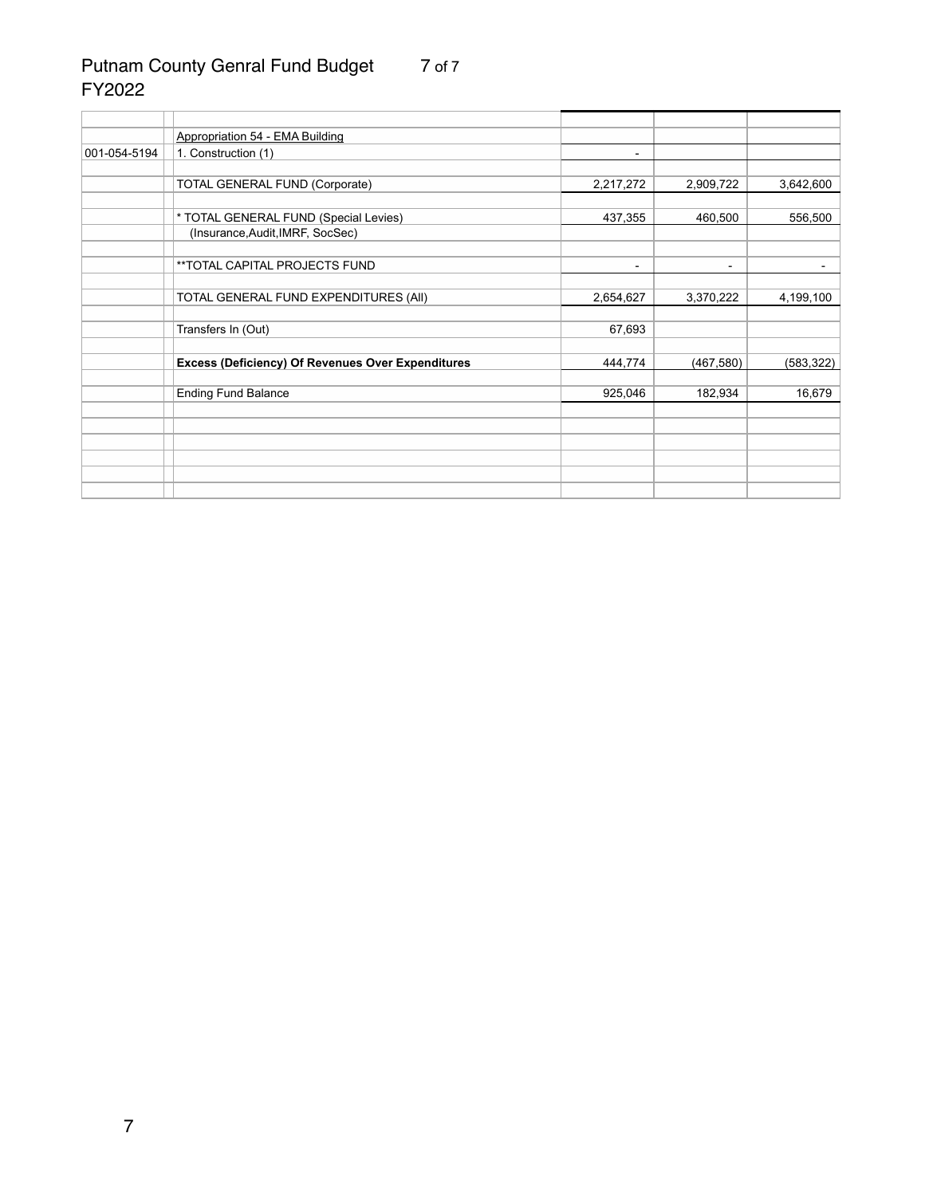# Putnam County Genral Fund Budget
FY2022

| | | | | |
|---|---|---|---|---|
| | Appropriation 54 - EMA Building | | | |
| 001-054-5194 | 1. Construction (1) | - | | |
| | | | | |
| | TOTAL GENERAL FUND (Corporate) | 2,217,272 | 2,909,722 | 3,642,600 |
| | | | | |
| | * TOTAL GENERAL FUND (Special Levies) | 437,355 | 460,500 | 556,500 |
| | (Insurance,Audit,IMRF, SocSec) | | | |
| | | | | |
| | **TOTAL CAPITAL PROJECTS FUND | - | - | - |
| | | | | |
| | TOTAL GENERAL FUND EXPENDITURES (All) | 2,654,627 | 3,370,222 | 4,199,100 |
| | | | | |
| | Transfers In (Out) | 67,693 | | |
| | | | | |
| | **Excess (Deficiency) Of Revenues Over Expenditures** | 444,774 | (467,580) | (583,322) |
| | | | | |
| | Ending Fund Balance | 925,046 | 182,934 | 16,679 |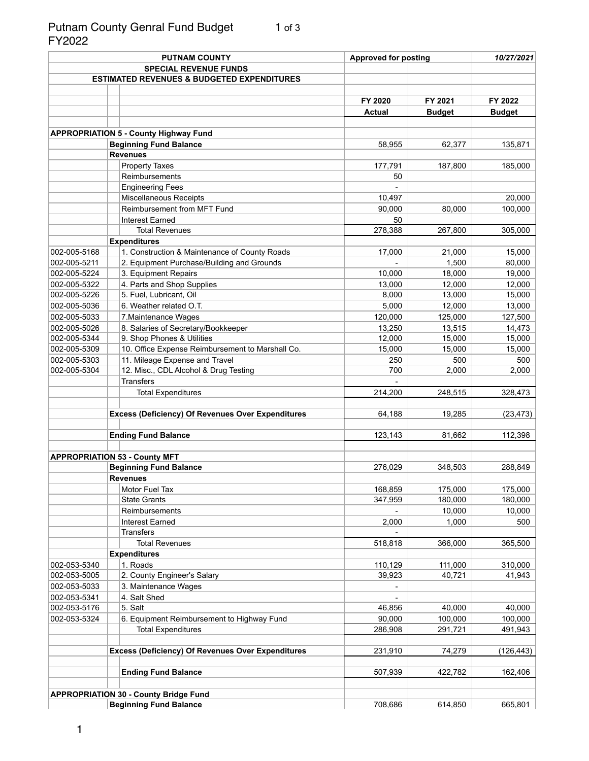# Putnam County Genral Fund Budget
FY2022

| PUTNAM COUNTY | | Approved for posting | | 10/27/2021 |
|---|---|---|---|---|
| | **SPECIAL REVENUE FUNDS** | | | |
| | **ESTIMATED REVENUES & BUDGETED EXPENDITURES** | | | |
| | | **FY 2020** | **FY 2021** | **FY 2022** |
| | | **Actual** | **Budget** | **Budget** |
| **APPROPRIATION 5 - County Highway Fund** | | | | |
| | **Beginning Fund Balance** | 58,955 | 62,377 | 135,871 |
| | **Revenues** | | | |
| | Property Taxes | 177,791 | 187,800 | 185,000 |
| | Reimbursements | 50 | | |
| | Engineering Fees | - | | |
| | Miscellaneous Receipts | 10,497 | | 20,000 |
| | Reimbursement from MFT Fund | 90,000 | 80,000 | 100,000 |
| | Interest Earned | 50 | | |
| | Total Revenues | 278,388 | 267,800 | 305,000 |
| | **Expenditures** | | | |
| 002-005-5168 | 1. Construction & Maintenance of County Roads | 17,000 | 21,000 | 15,000 |
| 002-005-5211 | 2. Equipment Purchase/Building and Grounds | - | 1,500 | 80,000 |
| 002-005-5224 | 3. Equipment Repairs | 10,000 | 18,000 | 19,000 |
| 002-005-5322 | 4. Parts and Shop Supplies | 13,000 | 12,000 | 12,000 |
| 002-005-5226 | 5. Fuel, Lubricant, Oil | 8,000 | 13,000 | 15,000 |
| 002-005-5036 | 6. Weather related O.T. | 5,000 | 12,000 | 13,000 |
| 002-005-5033 | 7.Maintenance Wages | 120,000 | 125,000 | 127,500 |
| 002-005-5026 | 8. Salaries of Secretary/Bookkeeper | 13,250 | 13,515 | 14,473 |
| 002-005-5344 | 9. Shop Phones & Utilities | 12,000 | 15,000 | 15,000 |
| 002-005-5309 | 10. Office Expense Reimbursement to Marshall Co. | 15,000 | 15,000 | 15,000 |
| 002-005-5303 | 11. Mileage Expense and Travel | 250 | 500 | 500 |
| 002-005-5304 | 12. Misc., CDL Alcohol & Drug Testing | 700 | 2,000 | 2,000 |
| | Transfers | - | | |
| | Total Expenditures | 214,200 | 248,515 | 328,473 |
| | **Excess (Deficiency) Of Revenues Over Expenditures** | 64,188 | 19,285 | (23,473) |
| | **Ending Fund Balance** | 123,143 | 81,662 | 112,398 |
| **APPROPRIATION 53 - County MFT** | | | | |
| | **Beginning Fund Balance** | 276,029 | 348,503 | 288,849 |
| | **Revenues** | | | |
| | Motor Fuel Tax | 168,859 | 175,000 | 175,000 |
| | State Grants | 347,959 | 180,000 | 180,000 |
| | Reimbursements | - | 10,000 | 10,000 |
| | Interest Earned | 2,000 | 1,000 | 500 |
| | Transfers | - | | |
| | Total Revenues | 518,818 | 366,000 | 365,500 |
| | **Expenditures** | | | |
| 002-053-5340 | 1. Roads | 110,129 | 111,000 | 310,000 |
| 002-053-5005 | 2. County Engineer's Salary | 39,923 | 40,721 | 41,943 |
| 002-053-5033 | 3. Maintenance Wages | - | | |
| 002-053-5341 | 4. Salt Shed | - | | |
| 002-053-5176 | 5. Salt | 46,856 | 40,000 | 40,000 |
| 002-053-5324 | 6. Equipment Reimbursement to Highway Fund | 90,000 | 100,000 | 100,000 |
| | Total Expenditures | 286,908 | 291,721 | 491,943 |
| | **Excess (Deficiency) Of Revenues Over Expenditures** | 231,910 | 74,279 | (126,443) |
| | **Ending Fund Balance** | 507,939 | 422,782 | 162,406 |
| **APPROPRIATION 30 - County Bridge Fund** | | | | |
| | **Beginning Fund Balance** | 708,686 | 614,850 | 665,801 |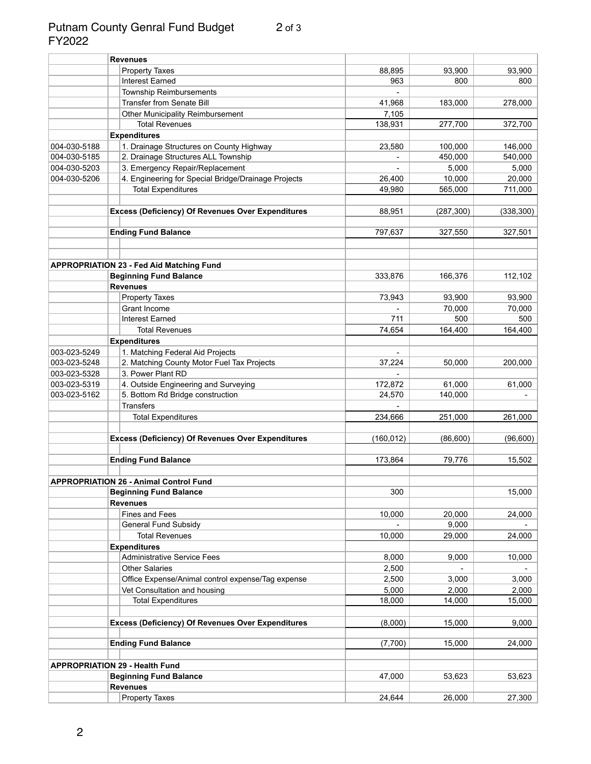# Putnam County Genral Fund Budget FY2022

| Account | Item | | | |
|---|---|---|---|---|
| | **Revenues** | | | |
| | Property Taxes | 88,895 | 93,900 | 93,900 |
| | Interest Earned | 963 | 800 | 800 |
| | Township Reimbursements | - | | |
| | Transfer from Senate Bill | 41,968 | 183,000 | 278,000 |
| | Other Municipality Reimbursement | 7,105 | | |
| | Total Revenues | 138,931 | 277,700 | 372,700 |
| | **Expenditures** | | | |
| 004-030-5188 | 1. Drainage Structures on County Highway | 23,580 | 100,000 | 146,000 |
| 004-030-5185 | 2. Drainage Structures ALL Township | - | 450,000 | 540,000 |
| 004-030-5203 | 3. Emergency Repair/Replacement | - | 5,000 | 5,000 |
| 004-030-5206 | 4. Engineering for Special Bridge/Drainage Projects | 26,400 | 10,000 | 20,000 |
| | Total Expenditures | 49,980 | 565,000 | 711,000 |
| | | | | |
| | **Excess (Deficiency) Of Revenues Over Expenditures** | 88,951 | (287,300) | (338,300) |
| | | | | |
| | **Ending Fund Balance** | 797,637 | 327,550 | 327,501 |
| | | | | |
| | | | | |
| **APPROPRIATION 23 - Fed Aid Matching Fund** | | | | |
| | **Beginning Fund Balance** | 333,876 | 166,376 | 112,102 |
| | **Revenues** | | | |
| | Property Taxes | 73,943 | 93,900 | 93,900 |
| | Grant Income | - | 70,000 | 70,000 |
| | Interest Earned | 711 | 500 | 500 |
| | Total Revenues | 74,654 | 164,400 | 164,400 |
| | **Expenditures** | | | |
| 003-023-5249 | 1. Matching Federal Aid Projects | - | | |
| 003-023-5248 | 2. Matching County Motor Fuel Tax Projects | 37,224 | 50,000 | 200,000 |
| 003-023-5328 | 3. Power Plant RD | - | | |
| 003-023-5319 | 4. Outside Engineering and Surveying | 172,872 | 61,000 | 61,000 |
| 003-023-5162 | 5. Bottom Rd Bridge construction | 24,570 | 140,000 | - |
| | Transfers | - | | |
| | Total Expenditures | 234,666 | 251,000 | 261,000 |
| | | | | |
| | **Excess (Deficiency) Of Revenues Over Expenditures** | (160,012) | (86,600) | (96,600) |
| | | | | |
| | **Ending Fund Balance** | 173,864 | 79,776 | 15,502 |
| | | | | |
| **APPROPRIATION 26 - Animal Control Fund** | | | | |
| | **Beginning Fund Balance** | 300 | | 15,000 |
| | **Revenues** | | | |
| | Fines and Fees | 10,000 | 20,000 | 24,000 |
| | General Fund Subsidy | - | 9,000 | - |
| | Total Revenues | 10,000 | 29,000 | 24,000 |
| | **Expenditures** | | | |
| | Administrative Service Fees | 8,000 | 9,000 | 10,000 |
| | Other Salaries | 2,500 | - | - |
| | Office Expense/Animal control expense/Tag expense | 2,500 | 3,000 | 3,000 |
| | Vet Consultation and housing | 5,000 | 2,000 | 2,000 |
| | Total Expenditures | 18,000 | 14,000 | 15,000 |
| | | | | |
| | **Excess (Deficiency) Of Revenues Over Expenditures** | (8,000) | 15,000 | 9,000 |
| | | | | |
| | **Ending Fund Balance** | (7,700) | 15,000 | 24,000 |
| | | | | |
| **APPROPRIATION 29 - Health Fund** | | | | |
| | **Beginning Fund Balance** | 47,000 | 53,623 | 53,623 |
| | **Revenues** | | | |
| | Property Taxes | 24,644 | 26,000 | 27,300 |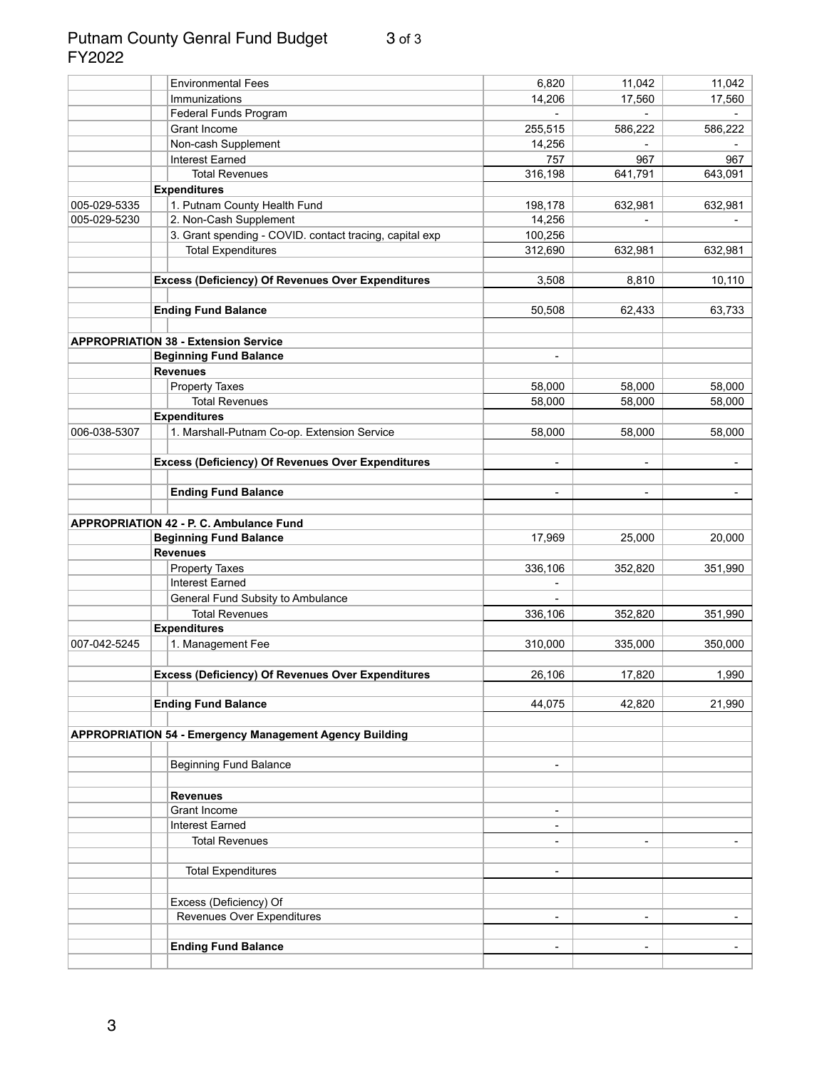| | | | | |
|---|---|---|---|---|
| | Environmental Fees | 6,820 | 11,042 | 11,042 |
| | Immunizations | 14,206 | 17,560 | 17,560 |
| | Federal Funds Program | - | - | - |
| | Grant Income | 255,515 | 586,222 | 586,222 |
| | Non-cash Supplement | 14,256 | - | - |
| | Interest Earned | 757 | 967 | 967 |
| | Total Revenues | 316,198 | 641,791 | 643,091 |
| | **Expenditures** | | | |
| 005-029-5335 | 1. Putnam County Health Fund | 198,178 | 632,981 | 632,981 |
| 005-029-5230 | 2. Non-Cash Supplement | 14,256 | - | - |
| | 3. Grant spending - COVID. contact tracing, capital exp | 100,256 | | |
| | Total Expenditures | 312,690 | 632,981 | 632,981 |
| | | | | |
| | **Excess (Deficiency) Of Revenues Over Expenditures** | 3,508 | 8,810 | 10,110 |
| | | | | |
| | **Ending Fund Balance** | 50,508 | 62,433 | 63,733 |
| | | | | |
| **APPROPRIATION 38 - Extension Service** | | | | |
| | **Beginning Fund Balance** | - | | |
| | **Revenues** | | | |
| | Property Taxes | 58,000 | 58,000 | 58,000 |
| | Total Revenues | 58,000 | 58,000 | 58,000 |
| | **Expenditures** | | | |
| 006-038-5307 | 1. Marshall-Putnam Co-op. Extension Service | 58,000 | 58,000 | 58,000 |
| | | | | |
| | **Excess (Deficiency) Of Revenues Over Expenditures** | - | - | - |
| | | | | |
| | **Ending Fund Balance** | - | - | - |
| | | | | |
| **APPROPRIATION 42 - P. C. Ambulance Fund** | | | | |
| | **Beginning Fund Balance** | 17,969 | 25,000 | 20,000 |
| | **Revenues** | | | |
| | Property Taxes | 336,106 | 352,820 | 351,990 |
| | Interest Earned | - | | |
| | General Fund Subsity to Ambulance | - | | |
| | Total Revenues | 336,106 | 352,820 | 351,990 |
| | **Expenditures** | | | |
| 007-042-5245 | 1. Management Fee | 310,000 | 335,000 | 350,000 |
| | | | | |
| | **Excess (Deficiency) Of Revenues Over Expenditures** | 26,106 | 17,820 | 1,990 |
| | | | | |
| | **Ending Fund Balance** | 44,075 | 42,820 | 21,990 |
| | | | | |
| **APPROPRIATION 54 - Emergency Management Agency Building** | | | | |
| | | | | |
| | Beginning Fund Balance | - | | |
| | | | | |
| | **Revenues** | | | |
| | Grant Income | - | | |
| | Interest Earned | - | | |
| | Total Revenues | - | - | - |
| | | | | |
| | Total Expenditures | - | | |
| | | | | |
| | Excess (Deficiency) Of Revenues Over Expenditures | - | - | - |
| | | | | |
| | **Ending Fund Balance** | - | - | - |